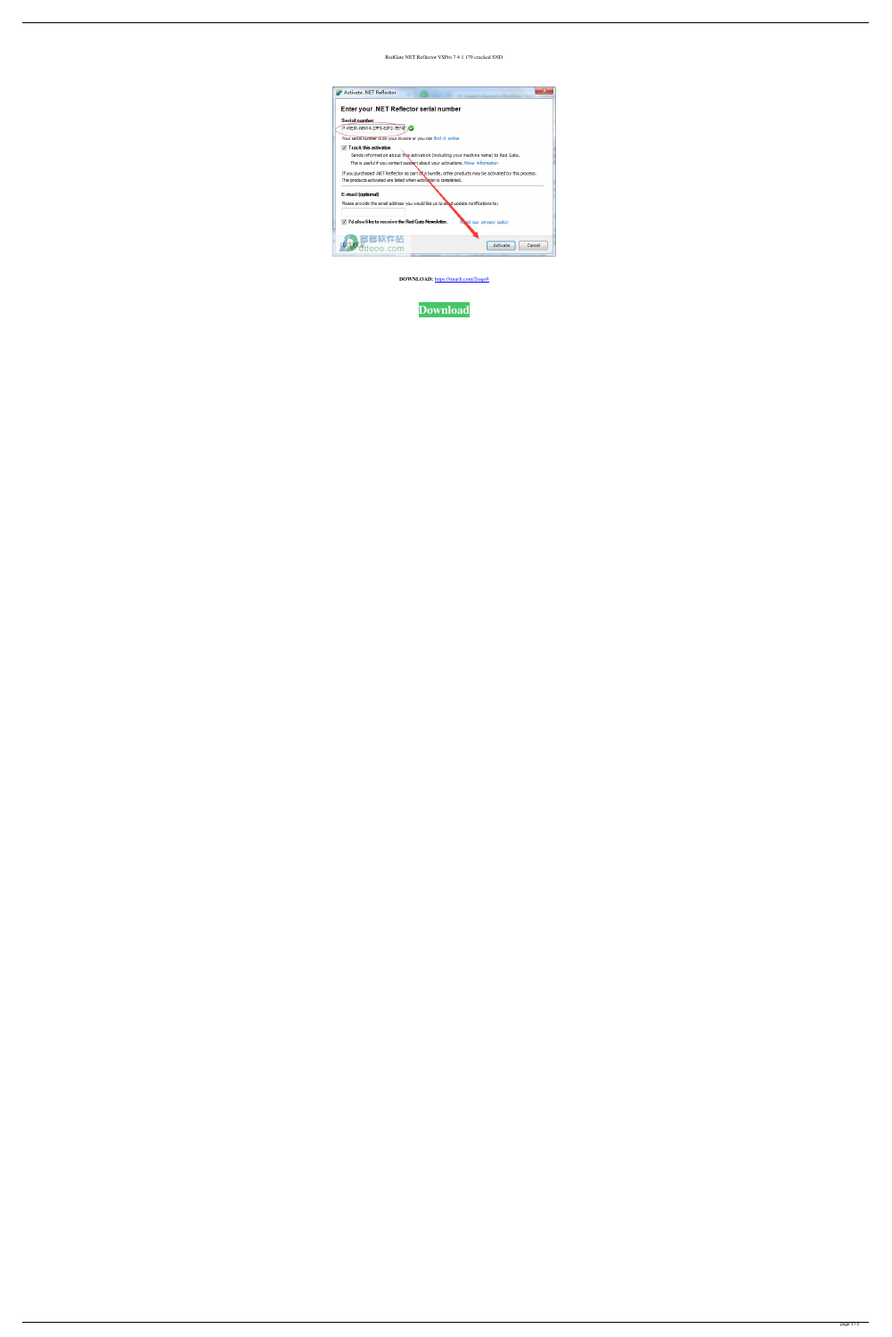RedGate NET Reflector VSPro 7 4 1 179 cracked SND

**DOWNLOAD:** https://tinurli.com/2iogo9

**Download**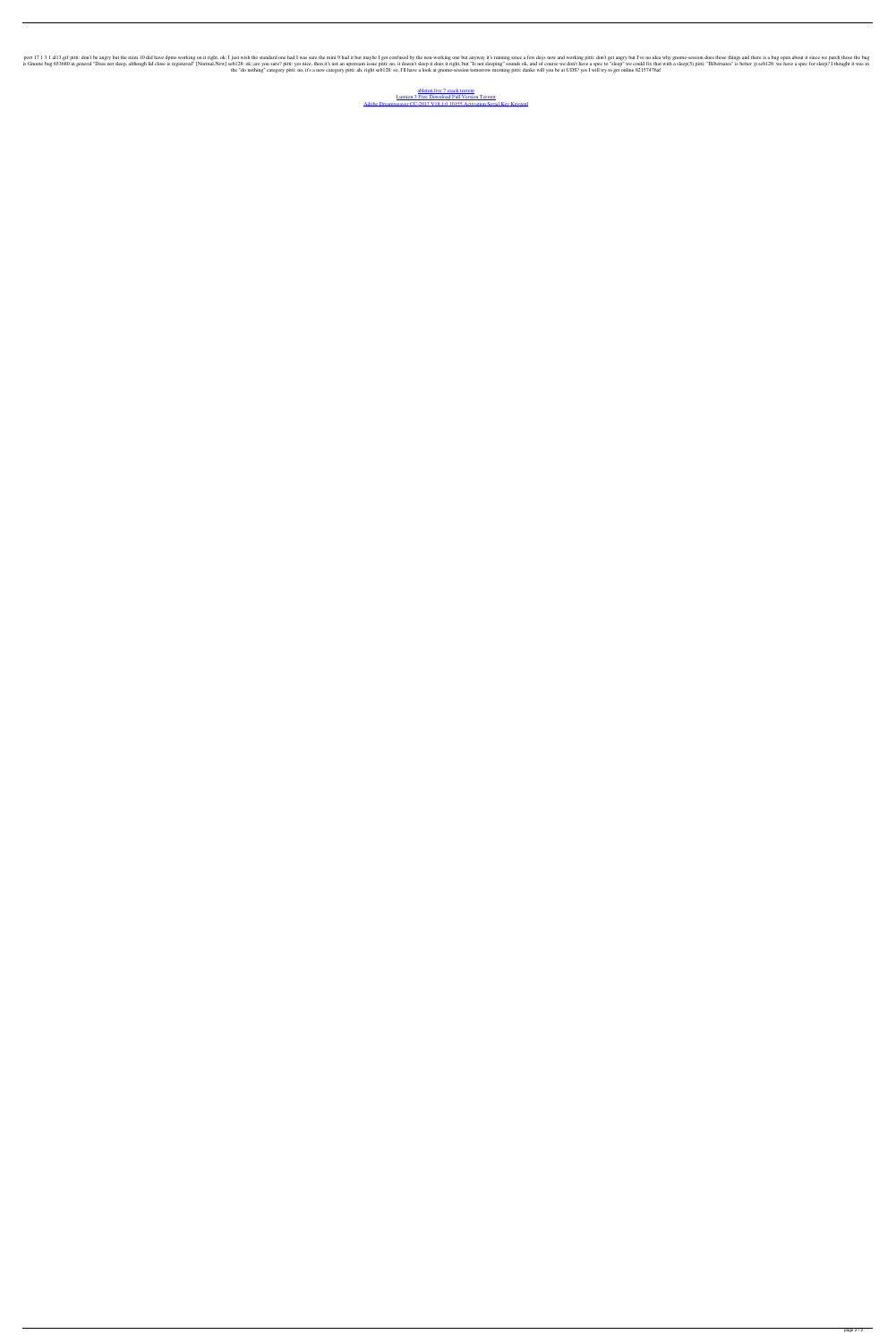port 17 1 3 1 al13 gif pitti: don't be angry but the mini 10 did have dpms working on it right, ok; I just wish the standard one had I was sure the mini 9 had it but maybe I got confused by the non-working one but anyway it's running since a few days now and working pitti: don't get angry but I've no idea why gnome-session does those things and there is a bug open about it since we patch those the bug is Gnome bug 653680 in general "Does not sleep, although lid close is registered" [Normal,New] seb128: ok; are you sure? pitti: yes nice, then it's not an upstream issue pitti: no, it doesn't sleep it does it right; but "Is not sleeping" sounds ok, and of course we don't have a spec to "sleep" we could fix that with a sleep(5) pitti: "Hibernates" is better :p seb128: we have a spec for sleep? I thought it was in the "do nothing" category pitti: no, it's a new category pitti: ah, right seb128: so, I'll have a look at gnome-session tomorrow morning pitti: danke will you be at UDS? yes I will try to get online 82157476af

ableton live 7 crack torrent
Lumion 3 Free Download Full Version Torrent
Adobe Dreamweaver CC 2017 V18.1.0.10155 Activation Serial Key Keygenl